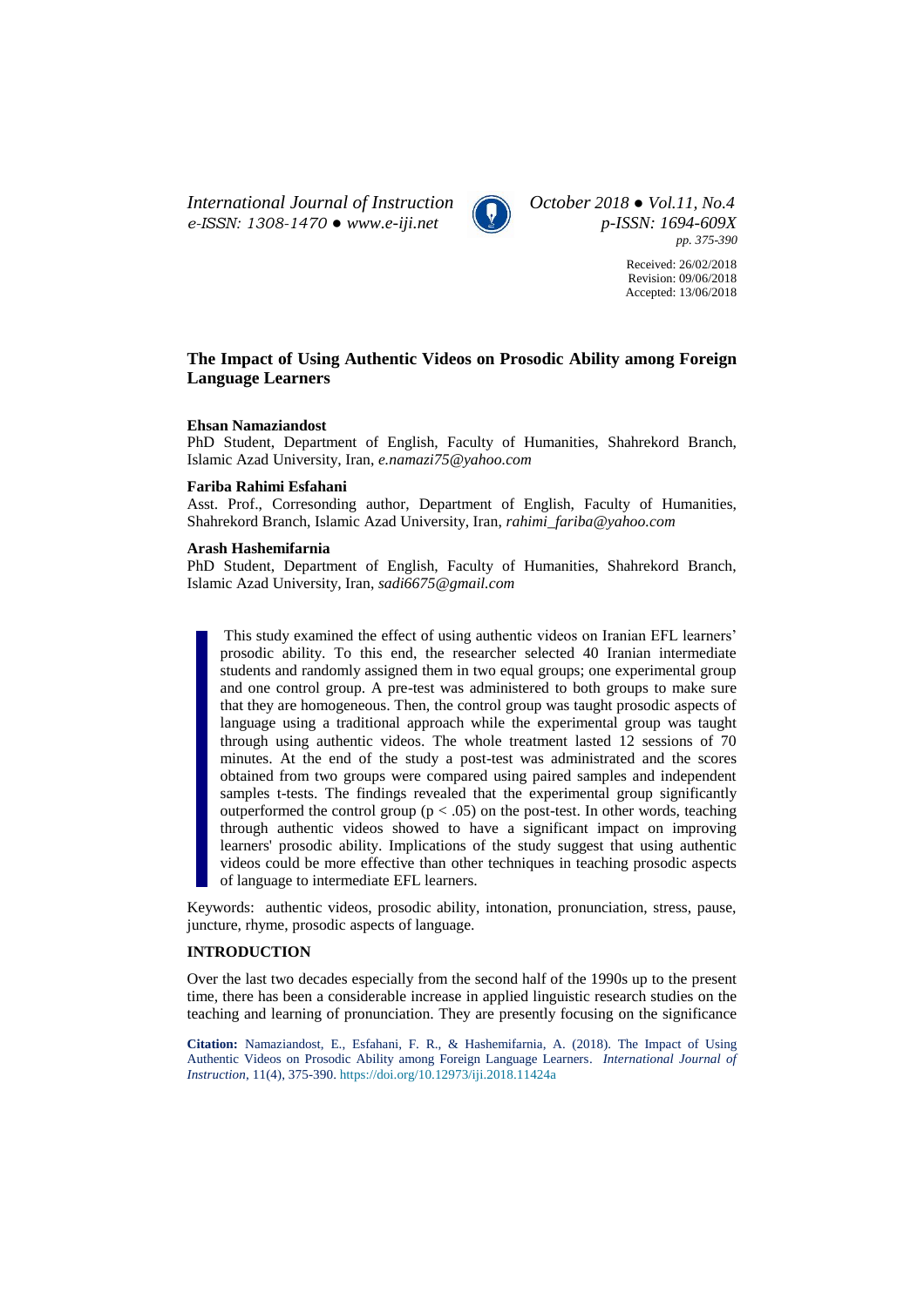*International Journal of Instruction* *October 2018 ● Vol.11, No.4*
*e-ISSN: 1308-1470 ● www.e-iji.net* *p-ISSN: 1694-609X*
*pp. 375-390*

Received: 26/02/2018
Revision: 09/06/2018
Accepted: 13/06/2018

# The Impact of Using Authentic Videos on Prosodic Ability among Foreign Language Learners

**Ehsan Namaziandost**
PhD Student, Department of English, Faculty of Humanities, Shahrekord Branch, Islamic Azad University, Iran, *e.namazi75@yahoo.com*

**Fariba Rahimi Esfahani**
Asst. Prof., Corresonding author, Department of English, Faculty of Humanities, Shahrekord Branch, Islamic Azad University, Iran, *rahimi_fariba@yahoo.com*

**Arash Hashemifarnia**
PhD Student, Department of English, Faculty of Humanities, Shahrekord Branch, Islamic Azad University, Iran, *sadi6675@gmail.com*

This study examined the effect of using authentic videos on Iranian EFL learners' prosodic ability. To this end, the researcher selected 40 Iranian intermediate students and randomly assigned them in two equal groups; one experimental group and one control group. A pre-test was administered to both groups to make sure that they are homogeneous. Then, the control group was taught prosodic aspects of language using a traditional approach while the experimental group was taught through using authentic videos. The whole treatment lasted 12 sessions of 70 minutes. At the end of the study a post-test was administrated and the scores obtained from two groups were compared using paired samples and independent samples t-tests. The findings revealed that the experimental group significantly outperformed the control group ($p < .05$) on the post-test. In other words, teaching through authentic videos showed to have a significant impact on improving learners' prosodic ability. Implications of the study suggest that using authentic videos could be more effective than other techniques in teaching prosodic aspects of language to intermediate EFL learners.

Keywords: authentic videos, prosodic ability, intonation, pronunciation, stress, pause, juncture, rhyme, prosodic aspects of language.

## INTRODUCTION

Over the last two decades especially from the second half of the 1990s up to the present time, there has been a considerable increase in applied linguistic research studies on the teaching and learning of pronunciation. They are presently focusing on the significance

**Citation:** Namaziandost, E., Esfahani, F. R., & Hashemifarnia, A. (2018). The Impact of Using Authentic Videos on Prosodic Ability among Foreign Language Learners. *International Journal of Instruction*, 11(4), 375-390. https://doi.org/10.12973/iji.2018.11424a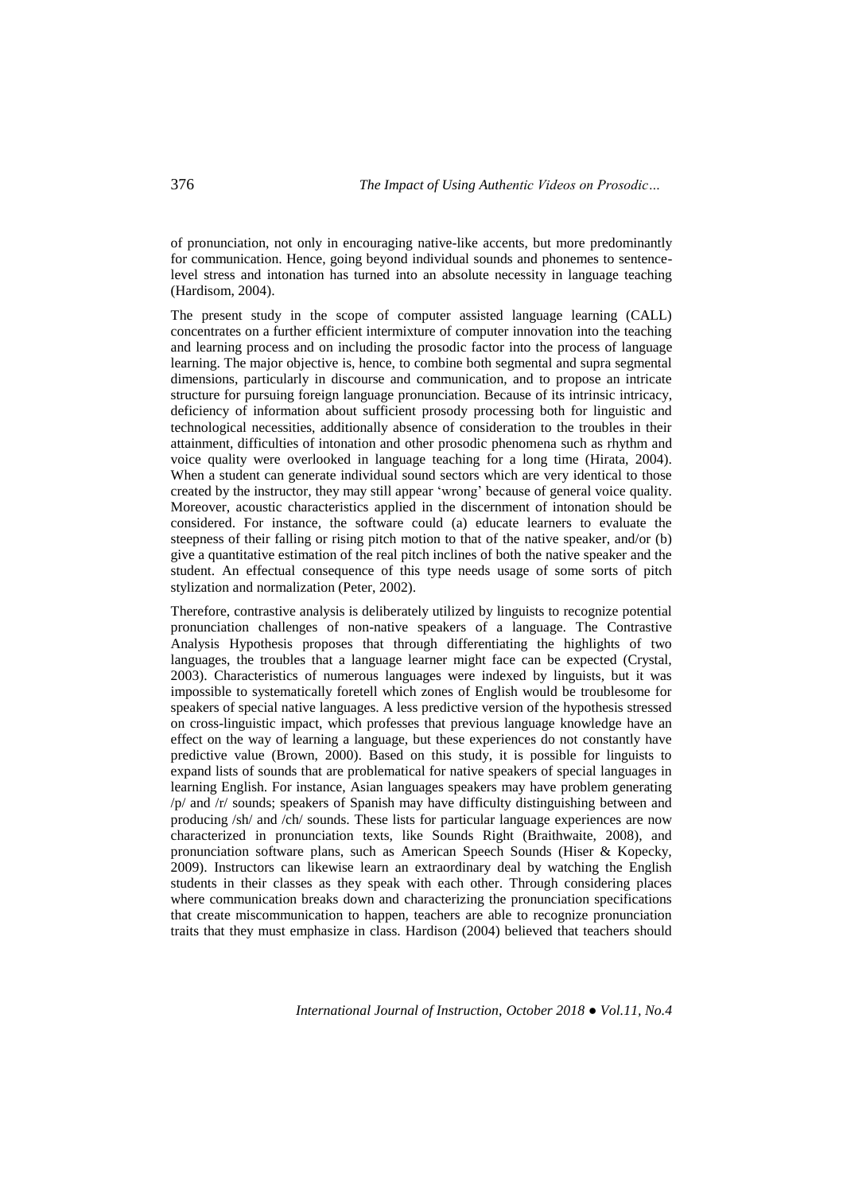of pronunciation, not only in encouraging native-like accents, but more predominantly for communication. Hence, going beyond individual sounds and phonemes to sentence-level stress and intonation has turned into an absolute necessity in language teaching (Hardisom, 2004).

The present study in the scope of computer assisted language learning (CALL) concentrates on a further efficient intermixture of computer innovation into the teaching and learning process and on including the prosodic factor into the process of language learning. The major objective is, hence, to combine both segmental and supra segmental dimensions, particularly in discourse and communication, and to propose an intricate structure for pursuing foreign language pronunciation. Because of its intrinsic intricacy, deficiency of information about sufficient prosody processing both for linguistic and technological necessities, additionally absence of consideration to the troubles in their attainment, difficulties of intonation and other prosodic phenomena such as rhythm and voice quality were overlooked in language teaching for a long time (Hirata, 2004). When a student can generate individual sound sectors which are very identical to those created by the instructor, they may still appear 'wrong' because of general voice quality. Moreover, acoustic characteristics applied in the discernment of intonation should be considered. For instance, the software could (a) educate learners to evaluate the steepness of their falling or rising pitch motion to that of the native speaker, and/or (b) give a quantitative estimation of the real pitch inclines of both the native speaker and the student. An effectual consequence of this type needs usage of some sorts of pitch stylization and normalization (Peter, 2002).

Therefore, contrastive analysis is deliberately utilized by linguists to recognize potential pronunciation challenges of non-native speakers of a language. The Contrastive Analysis Hypothesis proposes that through differentiating the highlights of two languages, the troubles that a language learner might face can be expected (Crystal, 2003). Characteristics of numerous languages were indexed by linguists, but it was impossible to systematically foretell which zones of English would be troublesome for speakers of special native languages. A less predictive version of the hypothesis stressed on cross-linguistic impact, which professes that previous language knowledge have an effect on the way of learning a language, but these experiences do not constantly have predictive value (Brown, 2000). Based on this study, it is possible for linguists to expand lists of sounds that are problematical for native speakers of special languages in learning English. For instance, Asian languages speakers may have problem generating /p/ and /r/ sounds; speakers of Spanish may have difficulty distinguishing between and producing /sh/ and /ch/ sounds. These lists for particular language experiences are now characterized in pronunciation texts, like Sounds Right (Braithwaite, 2008), and pronunciation software plans, such as American Speech Sounds (Hiser & Kopecky, 2009). Instructors can likewise learn an extraordinary deal by watching the English students in their classes as they speak with each other. Through considering places where communication breaks down and characterizing the pronunciation specifications that create miscommunication to happen, teachers are able to recognize pronunciation traits that they must emphasize in class. Hardison (2004) believed that teachers should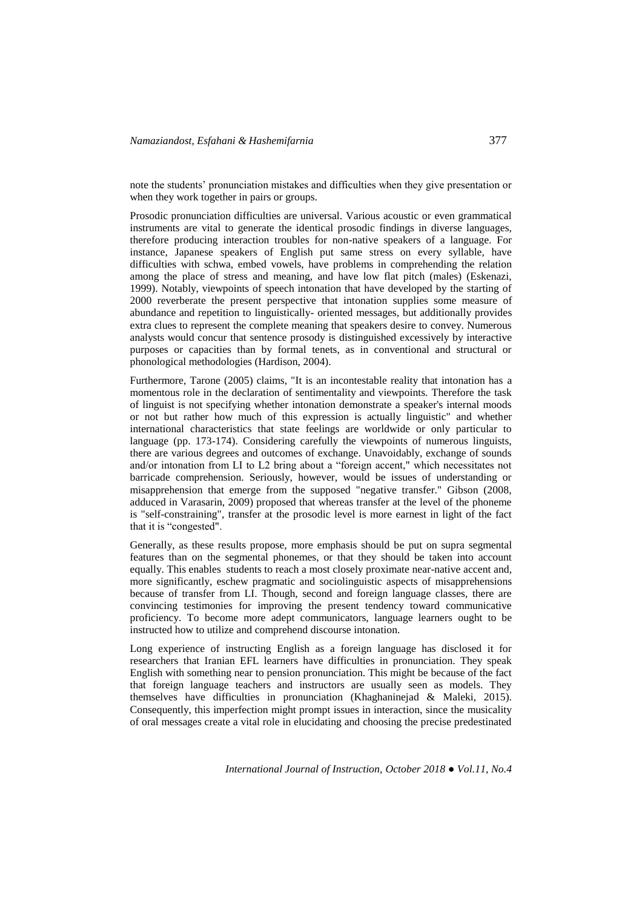note the students' pronunciation mistakes and difficulties when they give presentation or when they work together in pairs or groups.

Prosodic pronunciation difficulties are universal. Various acoustic or even grammatical instruments are vital to generate the identical prosodic findings in diverse languages, therefore producing interaction troubles for non-native speakers of a language. For instance, Japanese speakers of English put same stress on every syllable, have difficulties with schwa, embed vowels, have problems in comprehending the relation among the place of stress and meaning, and have low flat pitch (males) (Eskenazi, 1999). Notably, viewpoints of speech intonation that have developed by the starting of 2000 reverberate the present perspective that intonation supplies some measure of abundance and repetition to linguistically- oriented messages, but additionally provides extra clues to represent the complete meaning that speakers desire to convey. Numerous analysts would concur that sentence prosody is distinguished excessively by interactive purposes or capacities than by formal tenets, as in conventional and structural or phonological methodologies (Hardison, 2004).

Furthermore, Tarone (2005) claims, "It is an incontestable reality that intonation has a momentous role in the declaration of sentimentality and viewpoints. Therefore the task of linguist is not specifying whether intonation demonstrate a speaker's internal moods or not but rather how much of this expression is actually linguistic" and whether international characteristics that state feelings are worldwide or only particular to language (pp. 173-174). Considering carefully the viewpoints of numerous linguists, there are various degrees and outcomes of exchange. Unavoidably, exchange of sounds and/or intonation from LI to L2 bring about a "foreign accent," which necessitates not barricade comprehension. Seriously, however, would be issues of understanding or misapprehension that emerge from the supposed "negative transfer." Gibson (2008, adduced in Varasarin, 2009) proposed that whereas transfer at the level of the phoneme is "self-constraining", transfer at the prosodic level is more earnest in light of the fact that it is "congested".

Generally, as these results propose, more emphasis should be put on supra segmental features than on the segmental phonemes, or that they should be taken into account equally. This enables students to reach a most closely proximate near-native accent and, more significantly, eschew pragmatic and sociolinguistic aspects of misapprehensions because of transfer from LI. Though, second and foreign language classes, there are convincing testimonies for improving the present tendency toward communicative proficiency. To become more adept communicators, language learners ought to be instructed how to utilize and comprehend discourse intonation.

Long experience of instructing English as a foreign language has disclosed it for researchers that Iranian EFL learners have difficulties in pronunciation. They speak English with something near to pension pronunciation. This might be because of the fact that foreign language teachers and instructors are usually seen as models. They themselves have difficulties in pronunciation (Khaghaninejad & Maleki, 2015). Consequently, this imperfection might prompt issues in interaction, since the musicality of oral messages create a vital role in elucidating and choosing the precise predestinated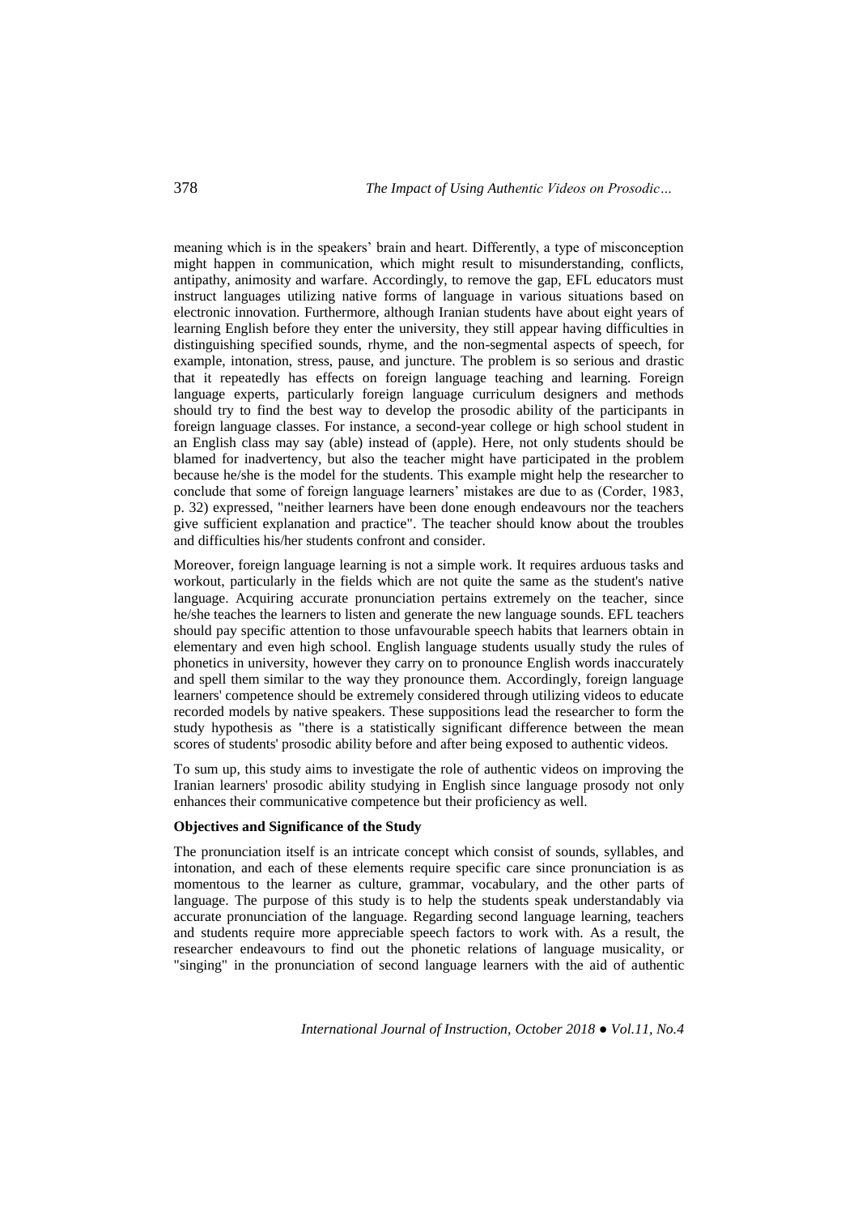meaning which is in the speakers' brain and heart. Differently, a type of misconception might happen in communication, which might result to misunderstanding, conflicts, antipathy, animosity and warfare. Accordingly, to remove the gap, EFL educators must instruct languages utilizing native forms of language in various situations based on electronic innovation. Furthermore, although Iranian students have about eight years of learning English before they enter the university, they still appear having difficulties in distinguishing specified sounds, rhyme, and the non-segmental aspects of speech, for example, intonation, stress, pause, and juncture. The problem is so serious and drastic that it repeatedly has effects on foreign language teaching and learning. Foreign language experts, particularly foreign language curriculum designers and methods should try to find the best way to develop the prosodic ability of the participants in foreign language classes. For instance, a second-year college or high school student in an English class may say (able) instead of (apple). Here, not only students should be blamed for inadvertency, but also the teacher might have participated in the problem because he/she is the model for the students. This example might help the researcher to conclude that some of foreign language learners' mistakes are due to as (Corder, 1983, p. 32) expressed, "neither learners have been done enough endeavours nor the teachers give sufficient explanation and practice". The teacher should know about the troubles and difficulties his/her students confront and consider.

Moreover, foreign language learning is not a simple work. It requires arduous tasks and workout, particularly in the fields which are not quite the same as the student's native language. Acquiring accurate pronunciation pertains extremely on the teacher, since he/she teaches the learners to listen and generate the new language sounds. EFL teachers should pay specific attention to those unfavourable speech habits that learners obtain in elementary and even high school. English language students usually study the rules of phonetics in university, however they carry on to pronounce English words inaccurately and spell them similar to the way they pronounce them. Accordingly, foreign language learners' competence should be extremely considered through utilizing videos to educate recorded models by native speakers. These suppositions lead the researcher to form the study hypothesis as "there is a statistically significant difference between the mean scores of students' prosodic ability before and after being exposed to authentic videos.

To sum up, this study aims to investigate the role of authentic videos on improving the Iranian learners' prosodic ability studying in English since language prosody not only enhances their communicative competence but their proficiency as well.

**Objectives and Significance of the Study**

The pronunciation itself is an intricate concept which consist of sounds, syllables, and intonation, and each of these elements require specific care since pronunciation is as momentous to the learner as culture, grammar, vocabulary, and the other parts of language. The purpose of this study is to help the students speak understandably via accurate pronunciation of the language. Regarding second language learning, teachers and students require more appreciable speech factors to work with. As a result, the researcher endeavours to find out the phonetic relations of language musicality, or "singing" in the pronunciation of second language learners with the aid of authentic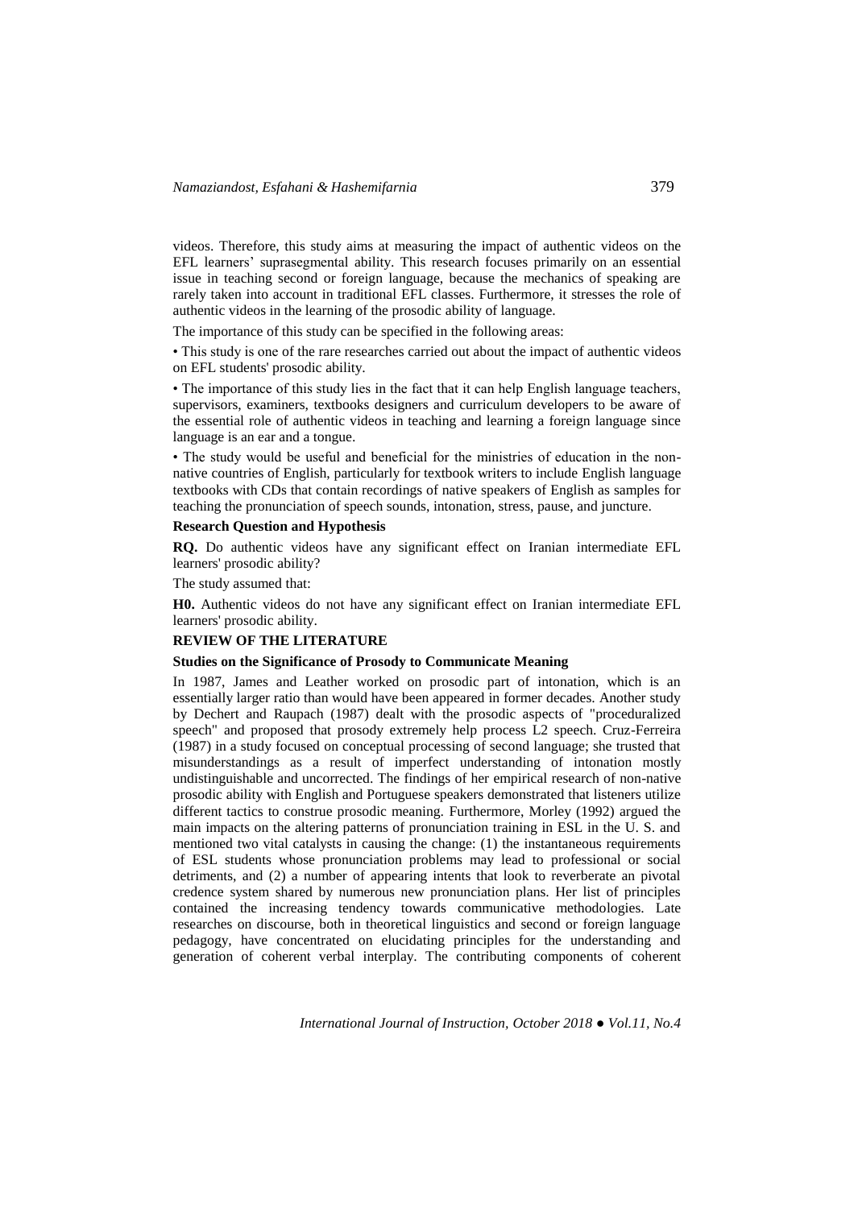videos. Therefore, this study aims at measuring the impact of authentic videos on the EFL learners' suprasegmental ability. This research focuses primarily on an essential issue in teaching second or foreign language, because the mechanics of speaking are rarely taken into account in traditional EFL classes. Furthermore, it stresses the role of authentic videos in the learning of the prosodic ability of language.

The importance of this study can be specified in the following areas:

• This study is one of the rare researches carried out about the impact of authentic videos on EFL students' prosodic ability.

• The importance of this study lies in the fact that it can help English language teachers, supervisors, examiners, textbooks designers and curriculum developers to be aware of the essential role of authentic videos in teaching and learning a foreign language since language is an ear and a tongue.

• The study would be useful and beneficial for the ministries of education in the non-native countries of English, particularly for textbook writers to include English language textbooks with CDs that contain recordings of native speakers of English as samples for teaching the pronunciation of speech sounds, intonation, stress, pause, and juncture.

### Research Question and Hypothesis

**RQ.** Do authentic videos have any significant effect on Iranian intermediate EFL learners' prosodic ability?

The study assumed that:

**H0.** Authentic videos do not have any significant effect on Iranian intermediate EFL learners' prosodic ability.

## REVIEW OF THE LITERATURE

### Studies on the Significance of Prosody to Communicate Meaning

In 1987, James and Leather worked on prosodic part of intonation, which is an essentially larger ratio than would have been appeared in former decades. Another study by Dechert and Raupach (1987) dealt with the prosodic aspects of "proceduralized speech" and proposed that prosody extremely help process L2 speech. Cruz-Ferreira (1987) in a study focused on conceptual processing of second language; she trusted that misunderstandings as a result of imperfect understanding of intonation mostly undistinguishable and uncorrected. The findings of her empirical research of non-native prosodic ability with English and Portuguese speakers demonstrated that listeners utilize different tactics to construe prosodic meaning. Furthermore, Morley (1992) argued the main impacts on the altering patterns of pronunciation training in ESL in the U. S. and mentioned two vital catalysts in causing the change: (1) the instantaneous requirements of ESL students whose pronunciation problems may lead to professional or social detriments, and (2) a number of appearing intents that look to reverberate an pivotal credence system shared by numerous new pronunciation plans. Her list of principles contained the increasing tendency towards communicative methodologies. Late researches on discourse, both in theoretical linguistics and second or foreign language pedagogy, have concentrated on elucidating principles for the understanding and generation of coherent verbal interplay. The contributing components of coherent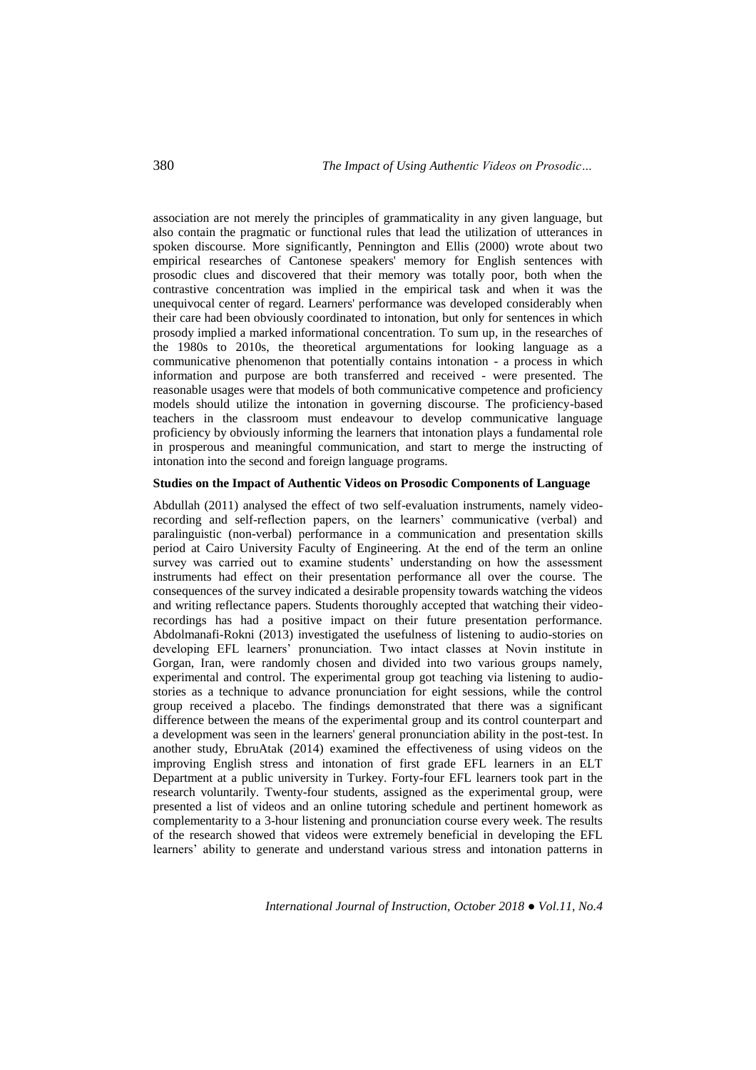association are not merely the principles of grammaticality in any given language, but also contain the pragmatic or functional rules that lead the utilization of utterances in spoken discourse. More significantly, Pennington and Ellis (2000) wrote about two empirical researches of Cantonese speakers' memory for English sentences with prosodic clues and discovered that their memory was totally poor, both when the contrastive concentration was implied in the empirical task and when it was the unequivocal center of regard. Learners' performance was developed considerably when their care had been obviously coordinated to intonation, but only for sentences in which prosody implied a marked informational concentration. To sum up, in the researches of the 1980s to 2010s, the theoretical argumentations for looking language as a communicative phenomenon that potentially contains intonation - a process in which information and purpose are both transferred and received - were presented. The reasonable usages were that models of both communicative competence and proficiency models should utilize the intonation in governing discourse. The proficiency-based teachers in the classroom must endeavour to develop communicative language proficiency by obviously informing the learners that intonation plays a fundamental role in prosperous and meaningful communication, and start to merge the instructing of intonation into the second and foreign language programs.

**Studies on the Impact of Authentic Videos on Prosodic Components of Language**

Abdullah (2011) analysed the effect of two self-evaluation instruments, namely video-recording and self-reflection papers, on the learners' communicative (verbal) and paralinguistic (non-verbal) performance in a communication and presentation skills period at Cairo University Faculty of Engineering. At the end of the term an online survey was carried out to examine students' understanding on how the assessment instruments had effect on their presentation performance all over the course. The consequences of the survey indicated a desirable propensity towards watching the videos and writing reflectance papers. Students thoroughly accepted that watching their video-recordings has had a positive impact on their future presentation performance. Abdolmanafi-Rokni (2013) investigated the usefulness of listening to audio-stories on developing EFL learners' pronunciation. Two intact classes at Novin institute in Gorgan, Iran, were randomly chosen and divided into two various groups namely, experimental and control. The experimental group got teaching via listening to audio-stories as a technique to advance pronunciation for eight sessions, while the control group received a placebo. The findings demonstrated that there was a significant difference between the means of the experimental group and its control counterpart and a development was seen in the learners' general pronunciation ability in the post-test. In another study, EbruAtak (2014) examined the effectiveness of using videos on the improving English stress and intonation of first grade EFL learners in an ELT Department at a public university in Turkey. Forty-four EFL learners took part in the research voluntarily. Twenty-four students, assigned as the experimental group, were presented a list of videos and an online tutoring schedule and pertinent homework as complementarity to a 3-hour listening and pronunciation course every week. The results of the research showed that videos were extremely beneficial in developing the EFL learners' ability to generate and understand various stress and intonation patterns in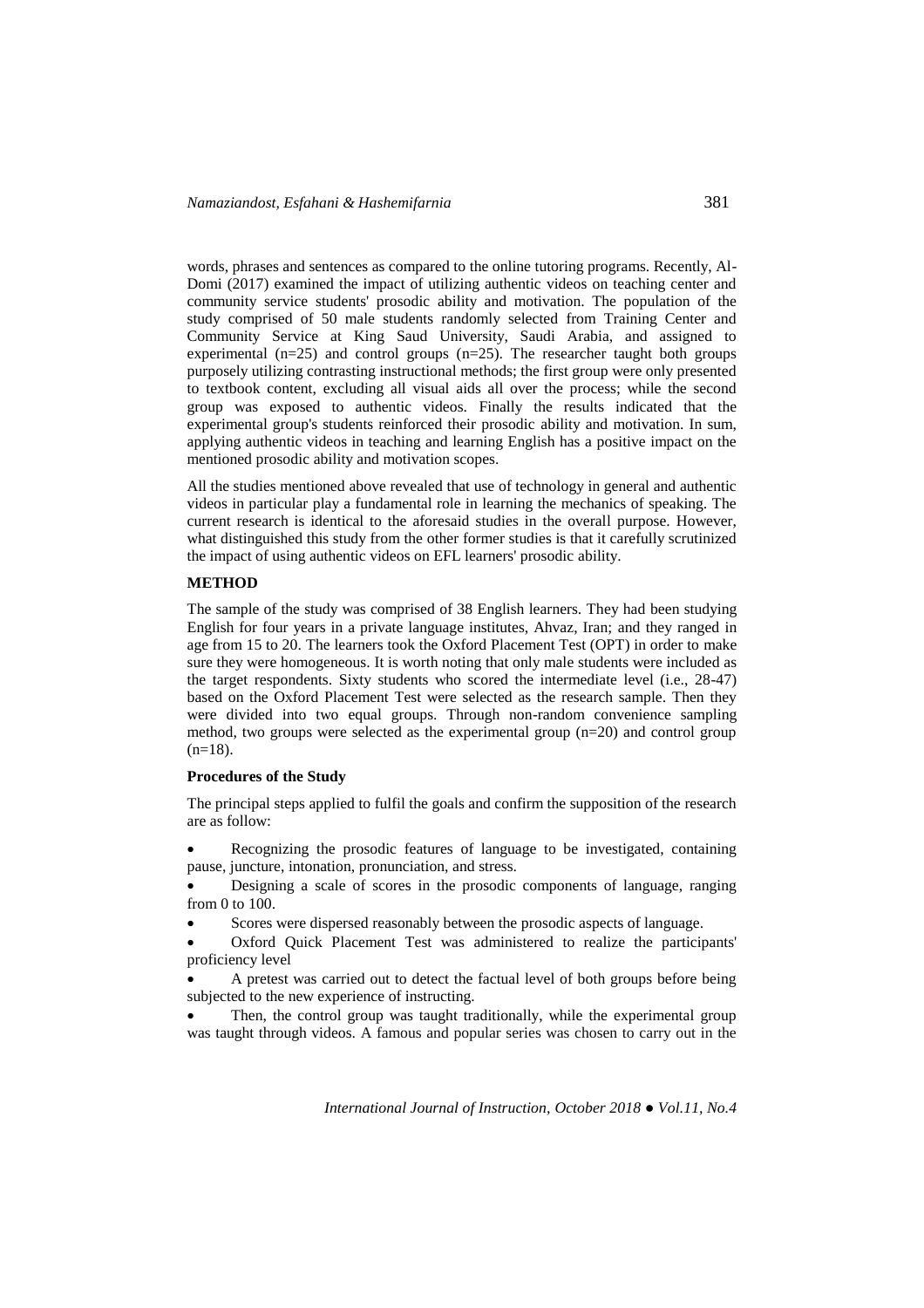words, phrases and sentences as compared to the online tutoring programs. Recently, Al-Domi (2017) examined the impact of utilizing authentic videos on teaching center and community service students' prosodic ability and motivation. The population of the study comprised of 50 male students randomly selected from Training Center and Community Service at King Saud University, Saudi Arabia, and assigned to experimental (n=25) and control groups (n=25). The researcher taught both groups purposely utilizing contrasting instructional methods; the first group were only presented to textbook content, excluding all visual aids all over the process; while the second group was exposed to authentic videos. Finally the results indicated that the experimental group's students reinforced their prosodic ability and motivation. In sum, applying authentic videos in teaching and learning English has a positive impact on the mentioned prosodic ability and motivation scopes.

All the studies mentioned above revealed that use of technology in general and authentic videos in particular play a fundamental role in learning the mechanics of speaking. The current research is identical to the aforesaid studies in the overall purpose. However, what distinguished this study from the other former studies is that it carefully scrutinized the impact of using authentic videos on EFL learners' prosodic ability.

## METHOD

The sample of the study was comprised of 38 English learners. They had been studying English for four years in a private language institutes, Ahvaz, Iran; and they ranged in age from 15 to 20. The learners took the Oxford Placement Test (OPT) in order to make sure they were homogeneous. It is worth noting that only male students were included as the target respondents. Sixty students who scored the intermediate level (i.e., 28-47) based on the Oxford Placement Test were selected as the research sample. Then they were divided into two equal groups. Through non-random convenience sampling method, two groups were selected as the experimental group (n=20) and control group (n=18).

### Procedures of the Study

The principal steps applied to fulfil the goals and confirm the supposition of the research are as follow:

- Recognizing the prosodic features of language to be investigated, containing pause, juncture, intonation, pronunciation, and stress.
- Designing a scale of scores in the prosodic components of language, ranging from 0 to 100.
- Scores were dispersed reasonably between the prosodic aspects of language.
- Oxford Quick Placement Test was administered to realize the participants' proficiency level
- A pretest was carried out to detect the factual level of both groups before being subjected to the new experience of instructing.
- Then, the control group was taught traditionally, while the experimental group was taught through videos. A famous and popular series was chosen to carry out in the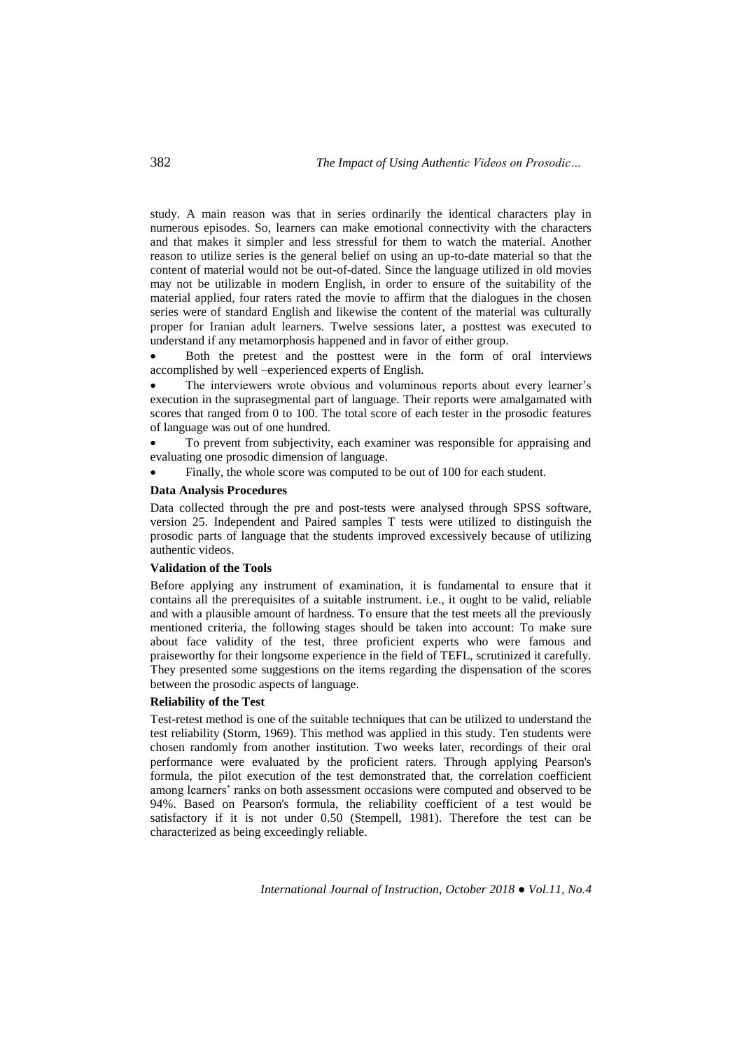study. A main reason was that in series ordinarily the identical characters play in numerous episodes. So, learners can make emotional connectivity with the characters and that makes it simpler and less stressful for them to watch the material. Another reason to utilize series is the general belief on using an up-to-date material so that the content of material would not be out-of-dated. Since the language utilized in old movies may not be utilizable in modern English, in order to ensure of the suitability of the material applied, four raters rated the movie to affirm that the dialogues in the chosen series were of standard English and likewise the content of the material was culturally proper for Iranian adult learners. Twelve sessions later, a posttest was executed to understand if any metamorphosis happened and in favor of either group.

- Both the pretest and the posttest were in the form of oral interviews accomplished by well –experienced experts of English.
- The interviewers wrote obvious and voluminous reports about every learner's execution in the suprasegmental part of language. Their reports were amalgamated with scores that ranged from 0 to 100. The total score of each tester in the prosodic features of language was out of one hundred.
- To prevent from subjectivity, each examiner was responsible for appraising and evaluating one prosodic dimension of language.
- Finally, the whole score was computed to be out of 100 for each student.

**Data Analysis Procedures**

Data collected through the pre and post-tests were analysed through SPSS software, version 25. Independent and Paired samples T tests were utilized to distinguish the prosodic parts of language that the students improved excessively because of utilizing authentic videos.

**Validation of the Tools**

Before applying any instrument of examination, it is fundamental to ensure that it contains all the prerequisites of a suitable instrument. i.e., it ought to be valid, reliable and with a plausible amount of hardness. To ensure that the test meets all the previously mentioned criteria, the following stages should be taken into account: To make sure about face validity of the test, three proficient experts who were famous and praiseworthy for their longsome experience in the field of TEFL, scrutinized it carefully. They presented some suggestions on the items regarding the dispensation of the scores between the prosodic aspects of language.

**Reliability of the Test**

Test-retest method is one of the suitable techniques that can be utilized to understand the test reliability (Storm, 1969). This method was applied in this study. Ten students were chosen randomly from another institution. Two weeks later, recordings of their oral performance were evaluated by the proficient raters. Through applying Pearson's formula, the pilot execution of the test demonstrated that, the correlation coefficient among learners' ranks on both assessment occasions were computed and observed to be 94%. Based on Pearson's formula, the reliability coefficient of a test would be satisfactory if it is not under 0.50 (Stempell, 1981). Therefore the test can be characterized as being exceedingly reliable.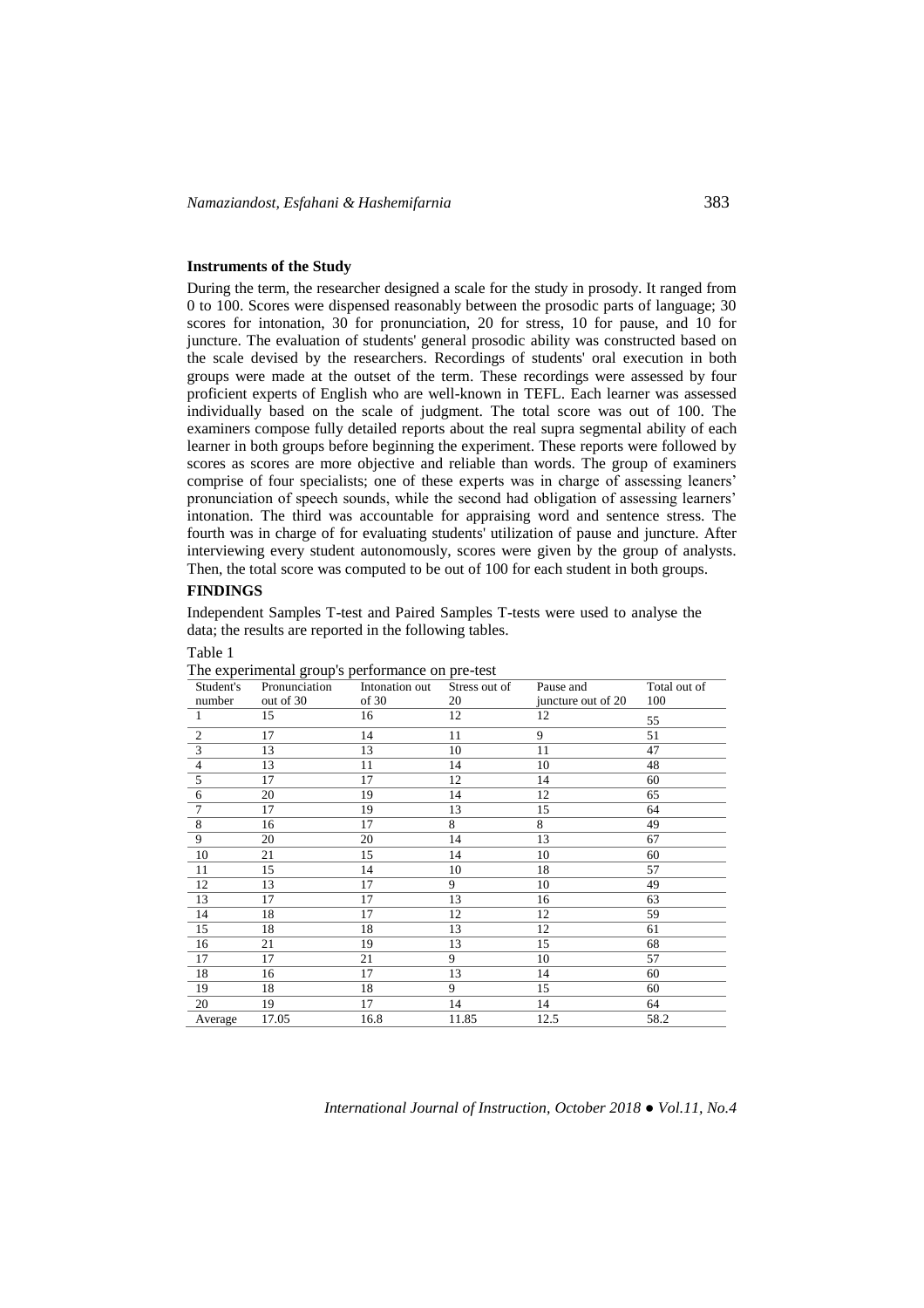### Instruments of the Study

During the term, the researcher designed a scale for the study in prosody. It ranged from 0 to 100. Scores were dispensed reasonably between the prosodic parts of language; 30 scores for intonation, 30 for pronunciation, 20 for stress, 10 for pause, and 10 for juncture. The evaluation of students' general prosodic ability was constructed based on the scale devised by the researchers. Recordings of students' oral execution in both groups were made at the outset of the term. These recordings were assessed by four proficient experts of English who are well-known in TEFL. Each learner was assessed individually based on the scale of judgment. The total score was out of 100. The examiners compose fully detailed reports about the real supra segmental ability of each learner in both groups before beginning the experiment. These reports were followed by scores as scores are more objective and reliable than words. The group of examiners comprise of four specialists; one of these experts was in charge of assessing leaners' pronunciation of speech sounds, while the second had obligation of assessing learners' intonation. The third was accountable for appraising word and sentence stress. The fourth was in charge of for evaluating students' utilization of pause and juncture. After interviewing every student autonomously, scores were given by the group of analysts. Then, the total score was computed to be out of 100 for each student in both groups.

## FINDINGS

Independent Samples T-test and Paired Samples T-tests were used to analyse the data; the results are reported in the following tables.

Table 1

The experimental group's performance on pre-test

| Student's number | Pronunciation out of 30 | Intonation out of 30 | Stress out of 20 | Pause and juncture out of 20 | Total out of 100 |
|---|---|---|---|---|---|
| 1 | 15 | 16 | 12 | 12 | 55 |
| 2 | 17 | 14 | 11 | 9 | 51 |
| 3 | 13 | 13 | 10 | 11 | 47 |
| 4 | 13 | 11 | 14 | 10 | 48 |
| 5 | 17 | 17 | 12 | 14 | 60 |
| 6 | 20 | 19 | 14 | 12 | 65 |
| 7 | 17 | 19 | 13 | 15 | 64 |
| 8 | 16 | 17 | 8 | 8 | 49 |
| 9 | 20 | 20 | 14 | 13 | 67 |
| 10 | 21 | 15 | 14 | 10 | 60 |
| 11 | 15 | 14 | 10 | 18 | 57 |
| 12 | 13 | 17 | 9 | 10 | 49 |
| 13 | 17 | 17 | 13 | 16 | 63 |
| 14 | 18 | 17 | 12 | 12 | 59 |
| 15 | 18 | 18 | 13 | 12 | 61 |
| 16 | 21 | 19 | 13 | 15 | 68 |
| 17 | 17 | 21 | 9 | 10 | 57 |
| 18 | 16 | 17 | 13 | 14 | 60 |
| 19 | 18 | 18 | 9 | 15 | 60 |
| 20 | 19 | 17 | 14 | 14 | 64 |
| Average | 17.05 | 16.8 | 11.85 | 12.5 | 58.2 |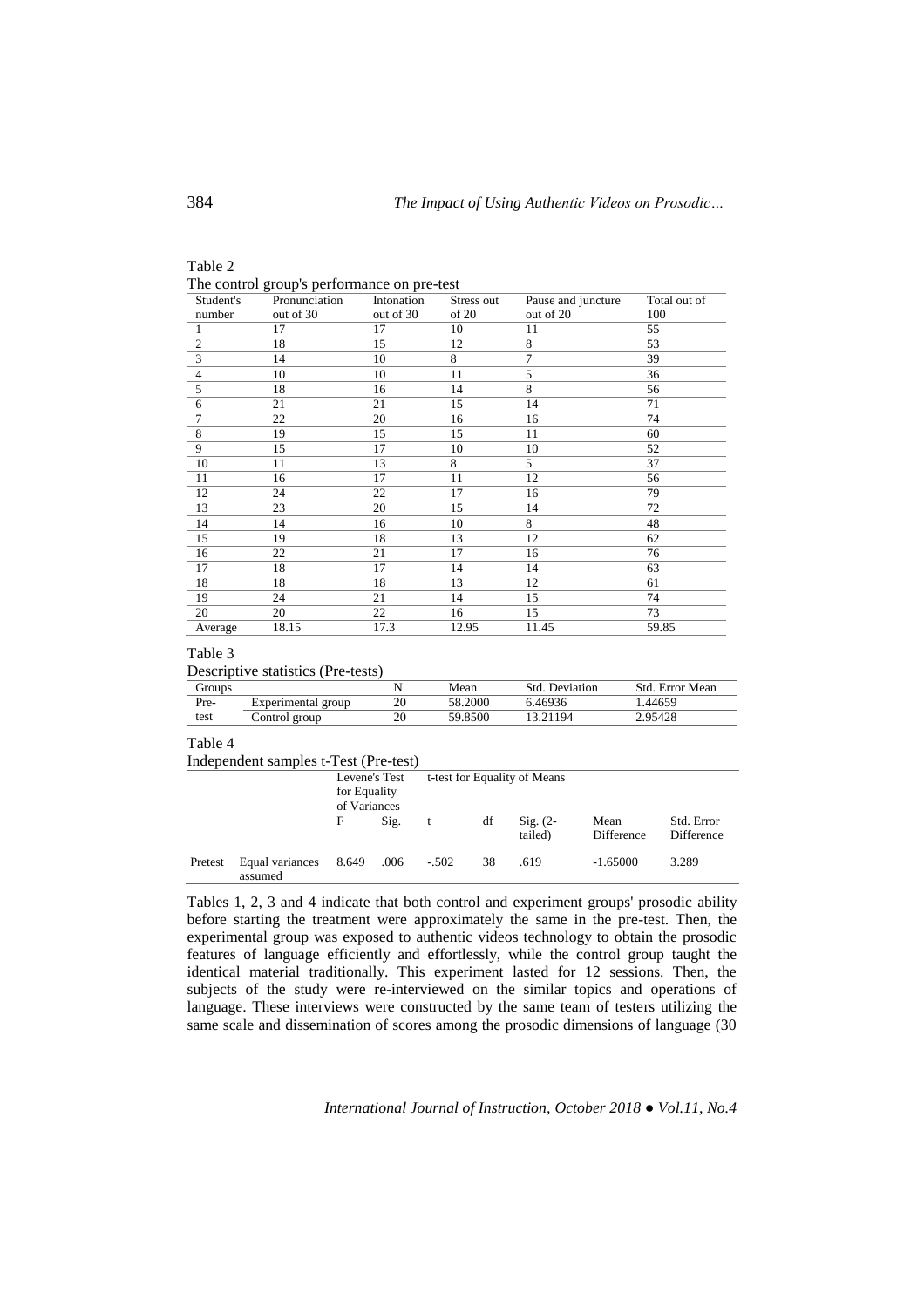Table 2

The control group's performance on pre-test

| Student's number | Pronunciation out of 30 | Intonation out of 30 | Stress out of 20 | Pause and juncture out of 20 | Total out of 100 |
|---|---|---|---|---|---|
| 1 | 17 | 17 | 10 | 11 | 55 |
| 2 | 18 | 15 | 12 | 8 | 53 |
| 3 | 14 | 10 | 8 | 7 | 39 |
| 4 | 10 | 10 | 11 | 5 | 36 |
| 5 | 18 | 16 | 14 | 8 | 56 |
| 6 | 21 | 21 | 15 | 14 | 71 |
| 7 | 22 | 20 | 16 | 16 | 74 |
| 8 | 19 | 15 | 15 | 11 | 60 |
| 9 | 15 | 17 | 10 | 10 | 52 |
| 10 | 11 | 13 | 8 | 5 | 37 |
| 11 | 16 | 17 | 11 | 12 | 56 |
| 12 | 24 | 22 | 17 | 16 | 79 |
| 13 | 23 | 20 | 15 | 14 | 72 |
| 14 | 14 | 16 | 10 | 8 | 48 |
| 15 | 19 | 18 | 13 | 12 | 62 |
| 16 | 22 | 21 | 17 | 16 | 76 |
| 17 | 18 | 17 | 14 | 14 | 63 |
| 18 | 18 | 18 | 13 | 12 | 61 |
| 19 | 24 | 21 | 14 | 15 | 74 |
| 20 | 20 | 22 | 16 | 15 | 73 |
| Average | 18.15 | 17.3 | 12.95 | 11.45 | 59.85 |

Table 3

Descriptive statistics (Pre-tests)

| Groups | | N | Mean | Std. Deviation | Std. Error Mean |
|---|---|---|---|---|---|
| Pre-test | Experimental group | 20 | 58.2000 | 6.46936 | 1.44659 |
| | Control group | 20 | 59.8500 | 13.21194 | 2.95428 |

Table 4

Independent samples t-Test (Pre-test)

| | | Levene's Test for Equality of Variances | | t-test for Equality of Means | | | | |
|---|---|---|---|---|---|---|---|---|
| | | F | Sig. | t | df | Sig. (2-tailed) | Mean Difference | Std. Error Difference |
| Pretest | Equal variances assumed | 8.649 | .006 | -.502 | 38 | .619 | -1.65000 | 3.289 |

Tables 1, 2, 3 and 4 indicate that both control and experiment groups' prosodic ability before starting the treatment were approximately the same in the pre-test. Then, the experimental group was exposed to authentic videos technology to obtain the prosodic features of language efficiently and effortlessly, while the control group taught the identical material traditionally. This experiment lasted for 12 sessions. Then, the subjects of the study were re-interviewed on the similar topics and operations of language. These interviews were constructed by the same team of testers utilizing the same scale and dissemination of scores among the prosodic dimensions of language (30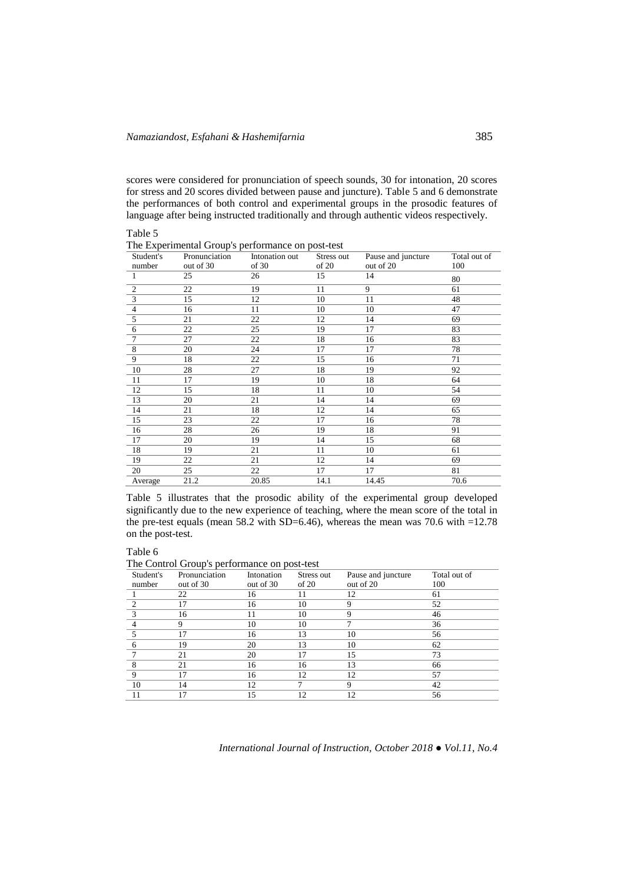scores were considered for pronunciation of speech sounds, 30 for intonation, 20 scores for stress and 20 scores divided between pause and juncture). Table 5 and 6 demonstrate the performances of both control and experimental groups in the prosodic features of language after being instructed traditionally and through authentic videos respectively.

Table 5
The Experimental Group's performance on post-test

| Student's number | Pronunciation out of 30 | Intonation out of 30 | Stress out of 20 | Pause and juncture out of 20 | Total out of 100 |
|---|---|---|---|---|---|
| 1 | 25 | 26 | 15 | 14 | 80 |
| 2 | 22 | 19 | 11 | 9 | 61 |
| 3 | 15 | 12 | 10 | 11 | 48 |
| 4 | 16 | 11 | 10 | 10 | 47 |
| 5 | 21 | 22 | 12 | 14 | 69 |
| 6 | 22 | 25 | 19 | 17 | 83 |
| 7 | 27 | 22 | 18 | 16 | 83 |
| 8 | 20 | 24 | 17 | 17 | 78 |
| 9 | 18 | 22 | 15 | 16 | 71 |
| 10 | 28 | 27 | 18 | 19 | 92 |
| 11 | 17 | 19 | 10 | 18 | 64 |
| 12 | 15 | 18 | 11 | 10 | 54 |
| 13 | 20 | 21 | 14 | 14 | 69 |
| 14 | 21 | 18 | 12 | 14 | 65 |
| 15 | 23 | 22 | 17 | 16 | 78 |
| 16 | 28 | 26 | 19 | 18 | 91 |
| 17 | 20 | 19 | 14 | 15 | 68 |
| 18 | 19 | 21 | 11 | 10 | 61 |
| 19 | 22 | 21 | 12 | 14 | 69 |
| 20 | 25 | 22 | 17 | 17 | 81 |
| Average | 21.2 | 20.85 | 14.1 | 14.45 | 70.6 |

Table 5 illustrates that the prosodic ability of the experimental group developed significantly due to the new experience of teaching, where the mean score of the total in the pre-test equals (mean 58.2 with SD=6.46), whereas the mean was 70.6 with =12.78 on the post-test.

Table 6
The Control Group's performance on post-test

| Student's number | Pronunciation out of 30 | Intonation out of 30 | Stress out of 20 | Pause and juncture out of 20 | Total out of 100 |
|---|---|---|---|---|---|
| 1 | 22 | 16 | 11 | 12 | 61 |
| 2 | 17 | 16 | 10 | 9 | 52 |
| 3 | 16 | 11 | 10 | 9 | 46 |
| 4 | 9 | 10 | 10 | 7 | 36 |
| 5 | 17 | 16 | 13 | 10 | 56 |
| 6 | 19 | 20 | 13 | 10 | 62 |
| 7 | 21 | 20 | 17 | 15 | 73 |
| 8 | 21 | 16 | 16 | 13 | 66 |
| 9 | 17 | 16 | 12 | 12 | 57 |
| 10 | 14 | 12 | 7 | 9 | 42 |
| 11 | 17 | 15 | 12 | 12 | 56 |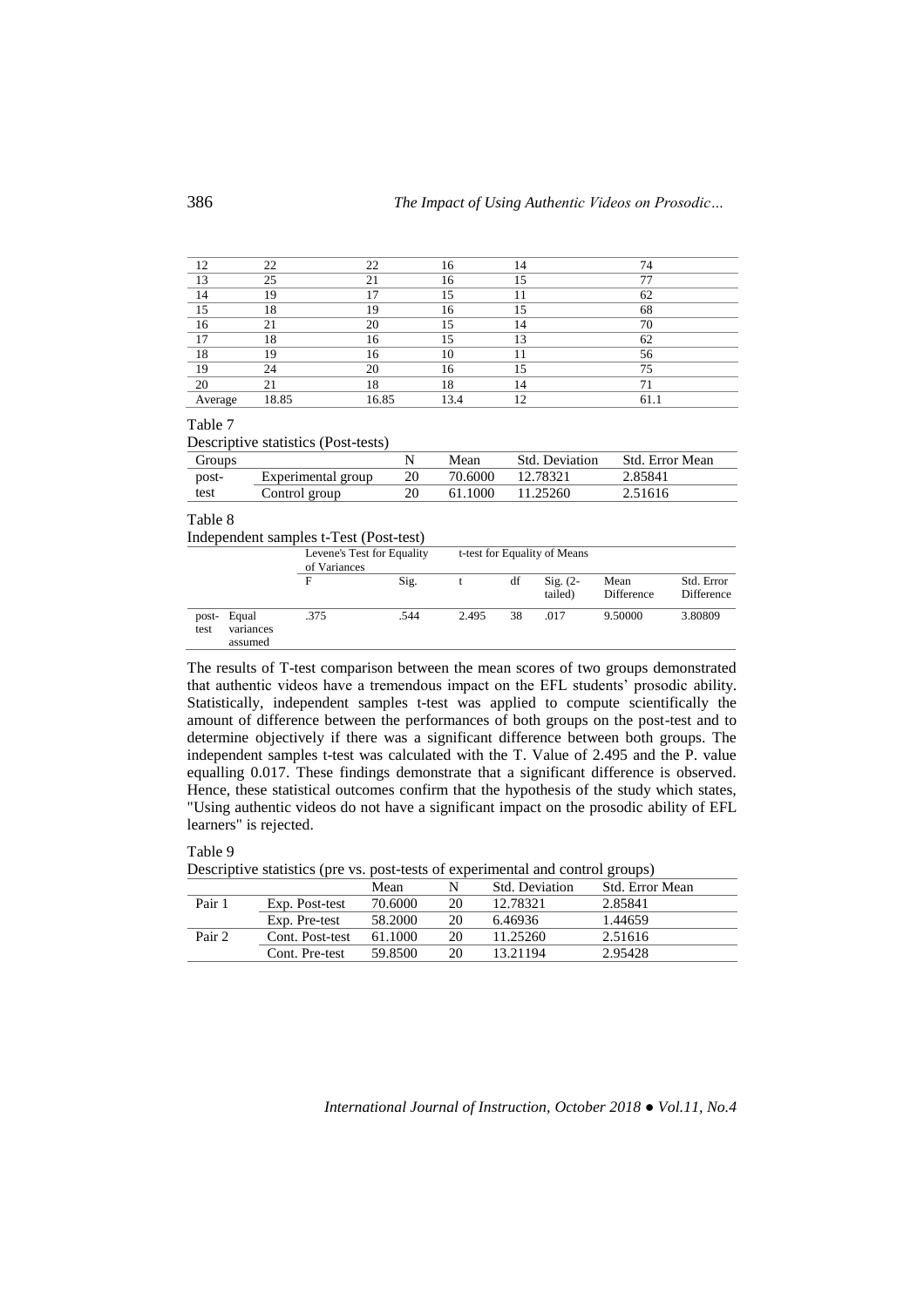| | | | | | |
|---|---|---|---|---|---|
| 12 | 22 | 22 | 16 | 14 | 74 |
| 13 | 25 | 21 | 16 | 15 | 77 |
| 14 | 19 | 17 | 15 | 11 | 62 |
| 15 | 18 | 19 | 16 | 15 | 68 |
| 16 | 21 | 20 | 15 | 14 | 70 |
| 17 | 18 | 16 | 15 | 13 | 62 |
| 18 | 19 | 16 | 10 | 11 | 56 |
| 19 | 24 | 20 | 16 | 15 | 75 |
| 20 | 21 | 18 | 18 | 14 | 71 |
| Average | 18.85 | 16.85 | 13.4 | 12 | 61.1 |

Table 7

Descriptive statistics (Post-tests)

| Groups | | N | Mean | Std. Deviation | Std. Error Mean |
|---|---|---|---|---|---|
| post-test | Experimental group | 20 | 70.6000 | 12.78321 | 2.85841 |
| | Control group | 20 | 61.1000 | 11.25260 | 2.51616 |

Table 8

Independent samples t-Test (Post-test)

| | | Levene's Test for Equality of Variances | | t-test for Equality of Means | | | | |
|---|---|---|---|---|---|---|---|---|
| | | F | Sig. | t | df | Sig. (2-tailed) | Mean Difference | Std. Error Difference |
| post-test | Equal variances assumed | .375 | .544 | 2.495 | 38 | .017 | 9.50000 | 3.80809 |

The results of T-test comparison between the mean scores of two groups demonstrated that authentic videos have a tremendous impact on the EFL students' prosodic ability. Statistically, independent samples t-test was applied to compute scientifically the amount of difference between the performances of both groups on the post-test and to determine objectively if there was a significant difference between both groups. The independent samples t-test was calculated with the T. Value of 2.495 and the P. value equalling 0.017. These findings demonstrate that a significant difference is observed. Hence, these statistical outcomes confirm that the hypothesis of the study which states, "Using authentic videos do not have a significant impact on the prosodic ability of EFL learners" is rejected.

Table 9

Descriptive statistics (pre vs. post-tests of experimental and control groups)

| | | Mean | N | Std. Deviation | Std. Error Mean |
|---|---|---|---|---|---|
| Pair 1 | Exp. Post-test | 70.6000 | 20 | 12.78321 | 2.85841 |
| | Exp. Pre-test | 58.2000 | 20 | 6.46936 | 1.44659 |
| Pair 2 | Cont. Post-test | 61.1000 | 20 | 11.25260 | 2.51616 |
| | Cont. Pre-test | 59.8500 | 20 | 13.21194 | 2.95428 |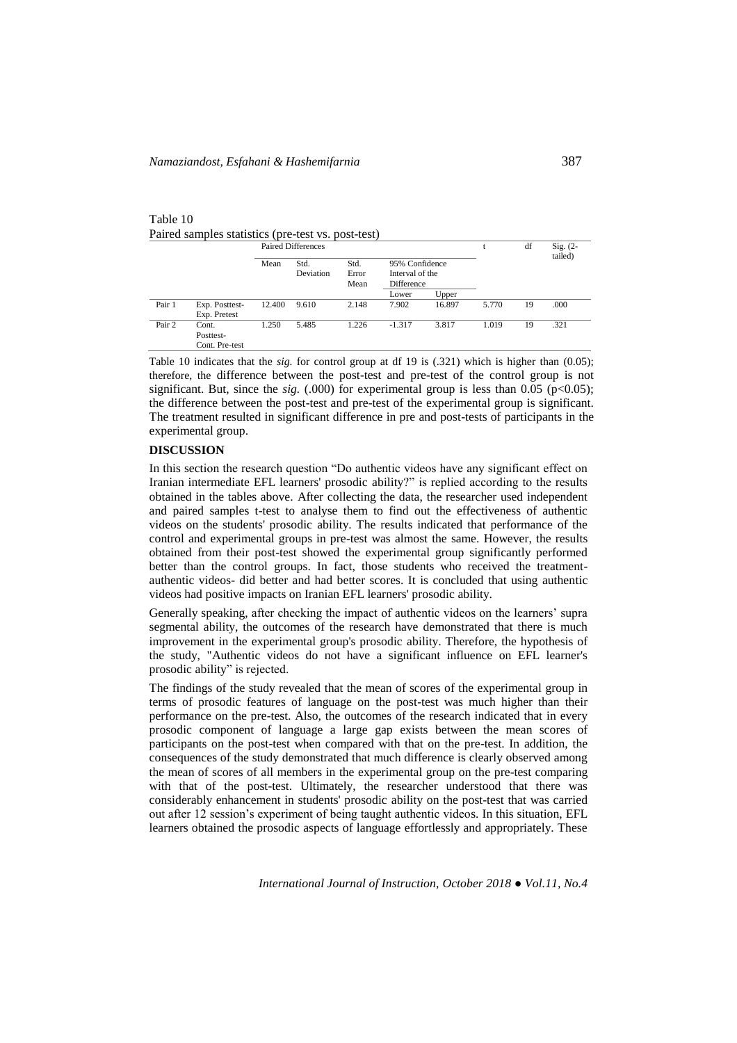Table 10
Paired samples statistics (pre-test vs. post-test)

| | | Paired Differences | | | | | t | df | Sig. (2-tailed) |
|---|---|---|---|---|---|---|---|---|---|
| | | Mean | Std. Deviation | Std. Error Mean | 95% Confidence Interval of the Difference | | | | |
| | | | | | Lower | Upper | | | |
| Pair 1 | Exp. Posttest-Exp. Pretest | 12.400 | 9.610 | 2.148 | 7.902 | 16.897 | 5.770 | 19 | .000 |
| Pair 2 | Cont. Posttest-Cont. Pre-test | 1.250 | 5.485 | 1.226 | -1.317 | 3.817 | 1.019 | 19 | .321 |

Table 10 indicates that the *sig.* for control group at df 19 is (.321) which is higher than (0.05); therefore, the difference between the post-test and pre-test of the control group is not significant. But, since the *sig.* (.000) for experimental group is less than 0.05 ($p<0.05$); the difference between the post-test and pre-test of the experimental group is significant. The treatment resulted in significant difference in pre and post-tests of participants in the experimental group.

## DISCUSSION

In this section the research question "Do authentic videos have any significant effect on Iranian intermediate EFL learners' prosodic ability?" is replied according to the results obtained in the tables above. After collecting the data, the researcher used independent and paired samples t-test to analyse them to find out the effectiveness of authentic videos on the students' prosodic ability. The results indicated that performance of the control and experimental groups in pre-test was almost the same. However, the results obtained from their post-test showed the experimental group significantly performed better than the control groups. In fact, those students who received the treatment-authentic videos- did better and had better scores. It is concluded that using authentic videos had positive impacts on Iranian EFL learners' prosodic ability.

Generally speaking, after checking the impact of authentic videos on the learners' supra segmental ability, the outcomes of the research have demonstrated that there is much improvement in the experimental group's prosodic ability. Therefore, the hypothesis of the study, "Authentic videos do not have a significant influence on EFL learner's prosodic ability" is rejected.

The findings of the study revealed that the mean of scores of the experimental group in terms of prosodic features of language on the post-test was much higher than their performance on the pre-test. Also, the outcomes of the research indicated that in every prosodic component of language a large gap exists between the mean scores of participants on the post-test when compared with that on the pre-test. In addition, the consequences of the study demonstrated that much difference is clearly observed among the mean of scores of all members in the experimental group on the pre-test comparing with that of the post-test. Ultimately, the researcher understood that there was considerably enhancement in students' prosodic ability on the post-test that was carried out after 12 session's experiment of being taught authentic videos. In this situation, EFL learners obtained the prosodic aspects of language effortlessly and appropriately. These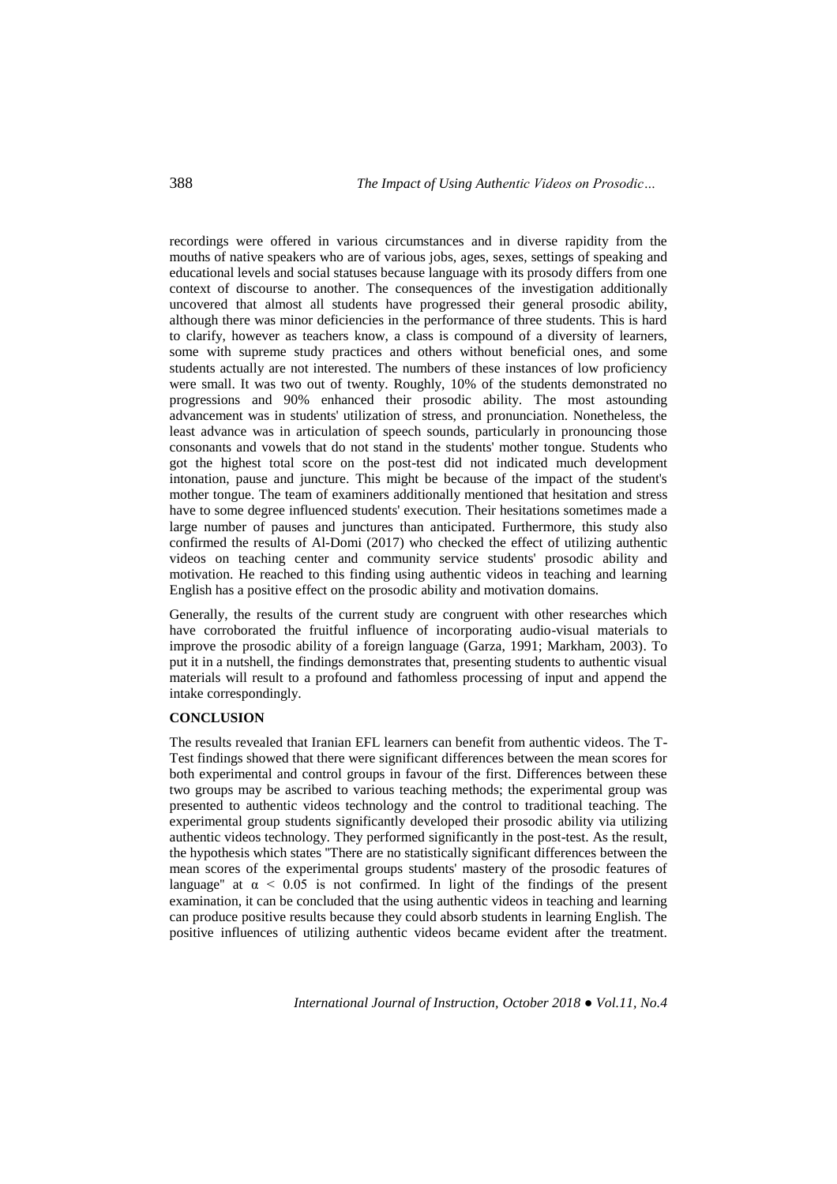recordings were offered in various circumstances and in diverse rapidity from the mouths of native speakers who are of various jobs, ages, sexes, settings of speaking and educational levels and social statuses because language with its prosody differs from one context of discourse to another. The consequences of the investigation additionally uncovered that almost all students have progressed their general prosodic ability, although there was minor deficiencies in the performance of three students. This is hard to clarify, however as teachers know, a class is compound of a diversity of learners, some with supreme study practices and others without beneficial ones, and some students actually are not interested. The numbers of these instances of low proficiency were small. It was two out of twenty. Roughly, 10% of the students demonstrated no progressions and 90% enhanced their prosodic ability. The most astounding advancement was in students' utilization of stress, and pronunciation. Nonetheless, the least advance was in articulation of speech sounds, particularly in pronouncing those consonants and vowels that do not stand in the students' mother tongue. Students who got the highest total score on the post-test did not indicated much development intonation, pause and juncture. This might be because of the impact of the student's mother tongue. The team of examiners additionally mentioned that hesitation and stress have to some degree influenced students' execution. Their hesitations sometimes made a large number of pauses and junctures than anticipated. Furthermore, this study also confirmed the results of Al-Domi (2017) who checked the effect of utilizing authentic videos on teaching center and community service students' prosodic ability and motivation. He reached to this finding using authentic videos in teaching and learning English has a positive effect on the prosodic ability and motivation domains.

Generally, the results of the current study are congruent with other researches which have corroborated the fruitful influence of incorporating audio-visual materials to improve the prosodic ability of a foreign language (Garza, 1991; Markham, 2003). To put it in a nutshell, the findings demonstrates that, presenting students to authentic visual materials will result to a profound and fathomless processing of input and append the intake correspondingly.

## CONCLUSION

The results revealed that Iranian EFL learners can benefit from authentic videos. The T-Test findings showed that there were significant differences between the mean scores for both experimental and control groups in favour of the first. Differences between these two groups may be ascribed to various teaching methods; the experimental group was presented to authentic videos technology and the control to traditional teaching. The experimental group students significantly developed their prosodic ability via utilizing authentic videos technology. They performed significantly in the post-test. As the result, the hypothesis which states "There are no statistically significant differences between the mean scores of the experimental groups students' mastery of the prosodic features of language" at $\alpha < 0.05$ is not confirmed. In light of the findings of the present examination, it can be concluded that the using authentic videos in teaching and learning can produce positive results because they could absorb students in learning English. The positive influences of utilizing authentic videos became evident after the treatment.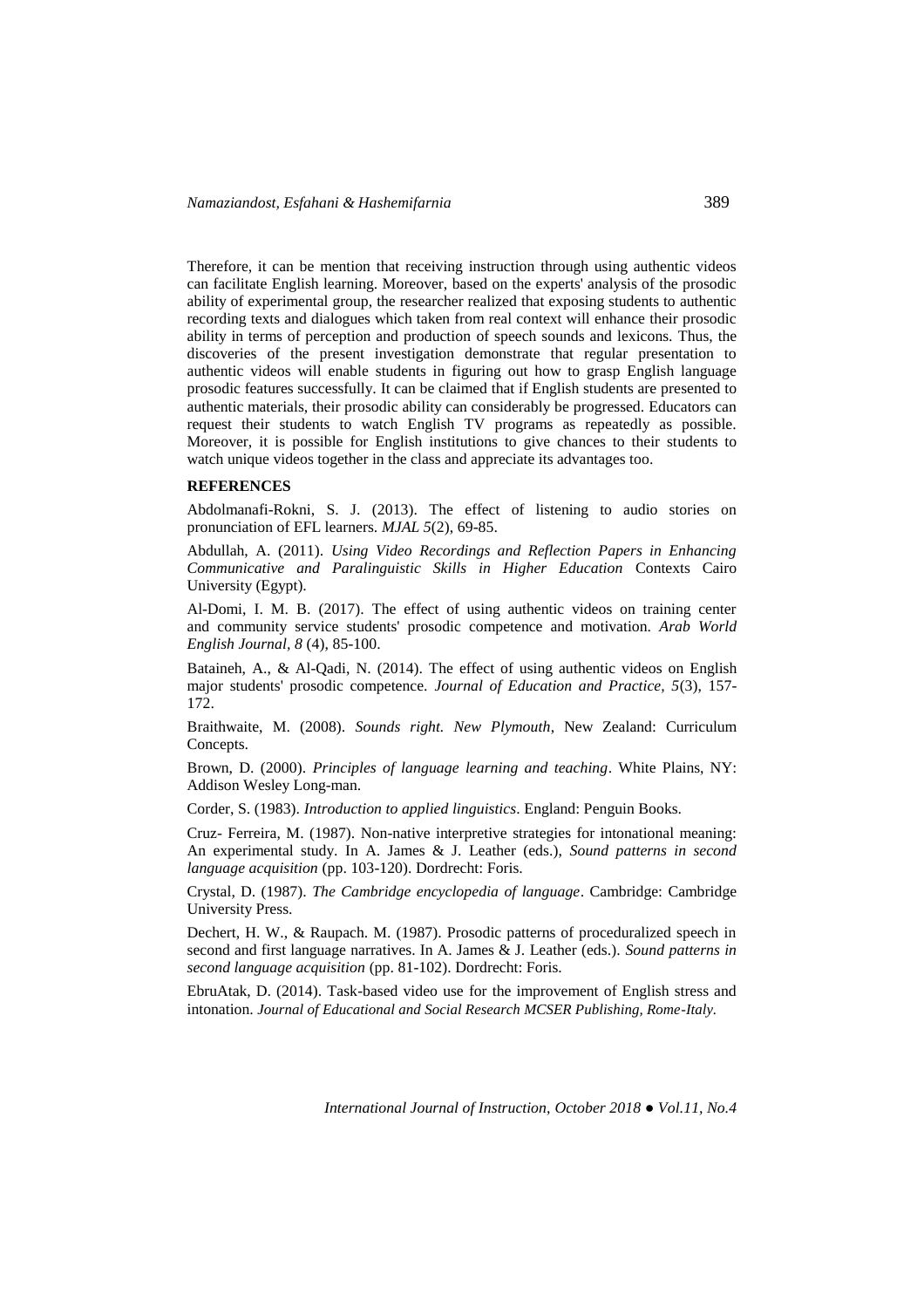Therefore, it can be mention that receiving instruction through using authentic videos can facilitate English learning. Moreover, based on the experts' analysis of the prosodic ability of experimental group, the researcher realized that exposing students to authentic recording texts and dialogues which taken from real context will enhance their prosodic ability in terms of perception and production of speech sounds and lexicons. Thus, the discoveries of the present investigation demonstrate that regular presentation to authentic videos will enable students in figuring out how to grasp English language prosodic features successfully. It can be claimed that if English students are presented to authentic materials, their prosodic ability can considerably be progressed. Educators can request their students to watch English TV programs as repeatedly as possible. Moreover, it is possible for English institutions to give chances to their students to watch unique videos together in the class and appreciate its advantages too.

## REFERENCES

Abdolmanafi-Rokni, S. J. (2013). The effect of listening to audio stories on pronunciation of EFL learners. *MJAL 5*(2), 69-85.

Abdullah, A. (2011). *Using Video Recordings and Reflection Papers in Enhancing Communicative and Paralinguistic Skills in Higher Education* Contexts Cairo University (Egypt).

Al-Domi, I. M. B. (2017). The effect of using authentic videos on training center and community service students' prosodic competence and motivation. *Arab World English Journal, 8* (4), 85-100.

Bataineh, A., & Al-Qadi, N. (2014). The effect of using authentic videos on English major students' prosodic competence. *Journal of Education and Practice, 5*(3), 157-172.

Braithwaite, M. (2008). *Sounds right. New Plymouth*, New Zealand: Curriculum Concepts.

Brown, D. (2000). *Principles of language learning and teaching*. White Plains, NY: Addison Wesley Long-man.

Corder, S. (1983). *Introduction to applied linguistics*. England: Penguin Books.

Cruz- Ferreira, M. (1987). Non-native interpretive strategies for intonational meaning: An experimental study. In A. James & J. Leather (eds.), *Sound patterns in second language acquisition* (pp. 103-120). Dordrecht: Foris.

Crystal, D. (1987). *The Cambridge encyclopedia of language*. Cambridge: Cambridge University Press.

Dechert, H. W., & Raupach. M. (1987). Prosodic patterns of proceduralized speech in second and first language narratives. In A. James & J. Leather (eds.). *Sound patterns in second language acquisition* (pp. 81-102). Dordrecht: Foris.

EbruAtak, D. (2014). Task-based video use for the improvement of English stress and intonation. *Journal of Educational and Social Research MCSER Publishing, Rome-Italy.*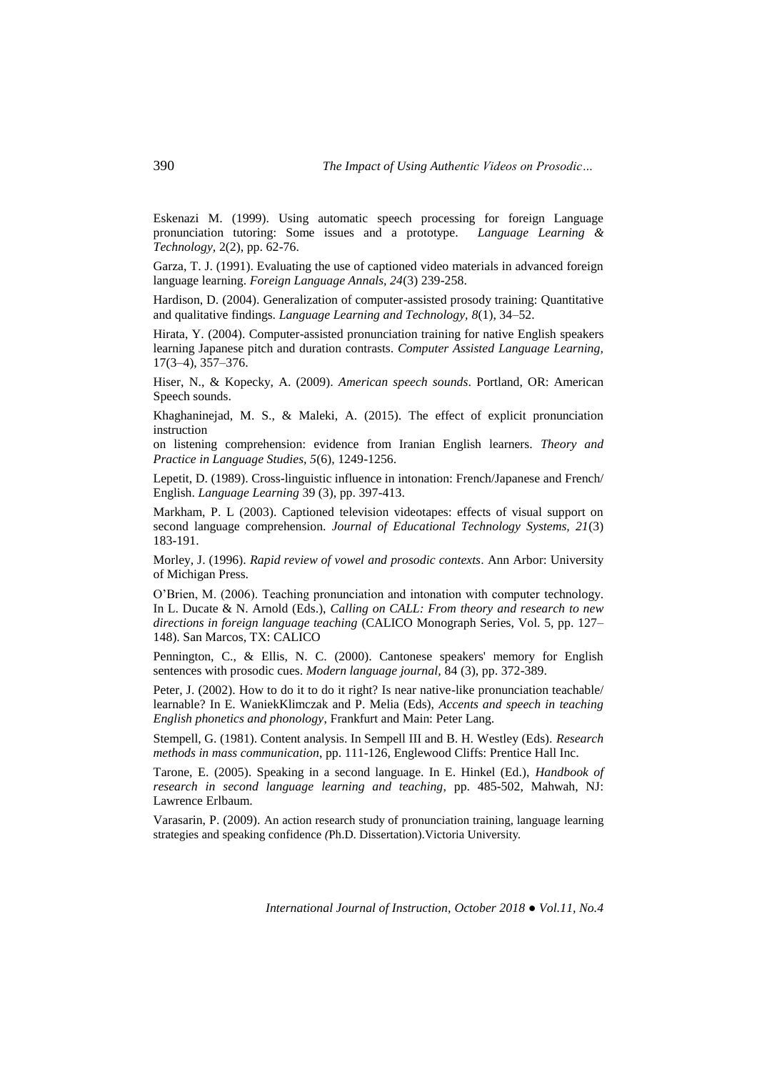Eskenazi M. (1999). Using automatic speech processing for foreign Language pronunciation tutoring: Some issues and a prototype. *Language Learning & Technology,* 2(2), pp. 62-76.

Garza, T. J. (1991). Evaluating the use of captioned video materials in advanced foreign language learning. *Foreign Language Annals, 24*(3) 239-258.

Hardison, D. (2004). Generalization of computer-assisted prosody training: Quantitative and qualitative findings. *Language Learning and Technology, 8*(1), 34–52.

Hirata, Y. (2004). Computer-assisted pronunciation training for native English speakers learning Japanese pitch and duration contrasts. *Computer Assisted Language Learning,* 17(3–4), 357–376.

Hiser, N., & Kopecky, A. (2009). *American speech sounds*. Portland, OR: American Speech sounds.

Khaghaninejad, M. S., & Maleki, A. (2015). The effect of explicit pronunciation instruction

on listening comprehension: evidence from Iranian English learners. *Theory and Practice in Language Studies, 5*(6), 1249-1256.

Lepetit, D. (1989). Cross-linguistic influence in intonation: French/Japanese and French/ English. *Language Learning* 39 (3), pp. 397-413.

Markham, P. L (2003). Captioned television videotapes: effects of visual support on second language comprehension. *Journal of Educational Technology Systems, 21*(3) 183-191.

Morley, J. (1996). *Rapid review of vowel and prosodic contexts*. Ann Arbor: University of Michigan Press.

O'Brien, M. (2006). Teaching pronunciation and intonation with computer technology. In L. Ducate & N. Arnold (Eds.), *Calling on CALL: From theory and research to new directions in foreign language teaching* (CALICO Monograph Series, Vol. 5, pp. 127–148). San Marcos, TX: CALICO

Pennington, C., & Ellis, N. C. (2000). Cantonese speakers' memory for English sentences with prosodic cues. *Modern language journal,* 84 (3), pp. 372-389.

Peter, J. (2002). How to do it to do it right? Is near native-like pronunciation teachable/ learnable? In E. WaniekKlimczak and P. Melia (Eds), *Accents and speech in teaching English phonetics and phonology*, Frankfurt and Main: Peter Lang.

Stempell, G. (1981). Content analysis. In Sempell III and B. H. Westley (Eds). *Research methods in mass communication*, pp. 111-126, Englewood Cliffs: Prentice Hall Inc.

Tarone, E. (2005). Speaking in a second language. In E. Hinkel (Ed.), *Handbook of research in second language learning and teaching*, pp. 485-502, Mahwah, NJ: Lawrence Erlbaum.

Varasarin, P. (2009). An action research study of pronunciation training, language learning strategies and speaking confidence (Ph.D. Dissertation).Victoria University.